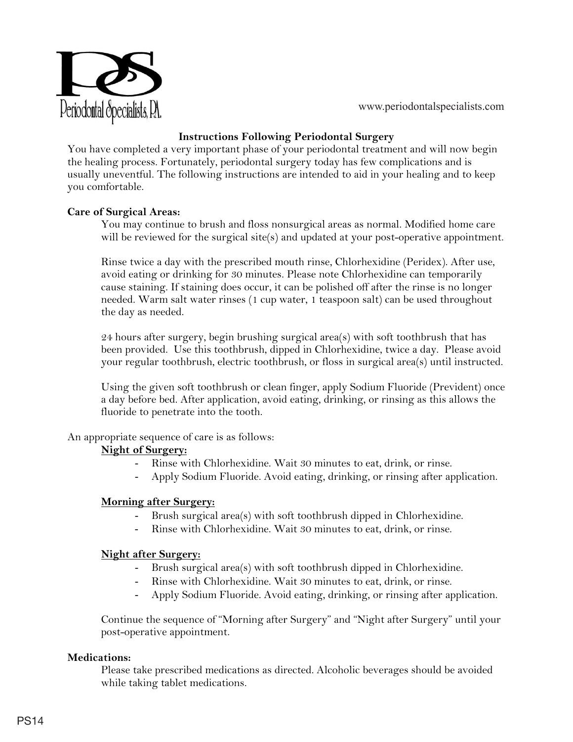Periodontal Specialists, P.A.

www.periodontalspecialists.com

## Instructions Following Periodontal Surgery

You have completed a very important phase of your periodontal treatment and will now begin the healing process. Fortunately, periodontal surgery today has few complications and is usually uneventful. The following instructions are intended to aid in your healing and to keep you comfortable.

### Care of Surgical Areas:

You may continue to brush and floss nonsurgical areas as normal. Modified home care will be reviewed for the surgical site(s) and updated at your post-operative appointment.

Rinse twice a day with the prescribed mouth rinse, Chlorhexidine (Peridex). After use, avoid eating or drinking for 30 minutes. Please note Chlorhexidine can temporarily cause staining. If staining does occur, it can be polished off after the rinse is no longer needed. Warm salt water rinses (1 cup water, 1 teaspoon salt) can be used throughout the day as needed.

24 hours after surgery, begin brushing surgical area(s) with soft toothbrush that has been provided. Use this toothbrush, dipped in Chlorhexidine, twice a day. Please avoid your regular toothbrush, electric toothbrush, or floss in surgical area(s) until instructed.

Using the given soft toothbrush or clean finger, apply Sodium Fluoride (Prevident) once a day before bed. After application, avoid eating, drinking, or rinsing as this allows the fluoride to penetrate into the tooth.

An appropriate sequence of care is as follows:

**Night of Surgery:**

- Rinse with Chlorhexidine. Wait 30 minutes to eat, drink, or rinse.
- Apply Sodium Fluoride. Avoid eating, drinking, or rinsing after application.

**Morning after Surgery:**

- Brush surgical area(s) with soft toothbrush dipped in Chlorhexidine.
- Rinse with Chlorhexidine. Wait 30 minutes to eat, drink, or rinse.

**Night after Surgery:**

- Brush surgical area(s) with soft toothbrush dipped in Chlorhexidine.
- Rinse with Chlorhexidine. Wait 30 minutes to eat, drink, or rinse.
- Apply Sodium Fluoride. Avoid eating, drinking, or rinsing after application.

Continue the sequence of "Morning after Surgery" and "Night after Surgery" until your post-operative appointment.

### Medications:

Please take prescribed medications as directed. Alcoholic beverages should be avoided while taking tablet medications.

PS14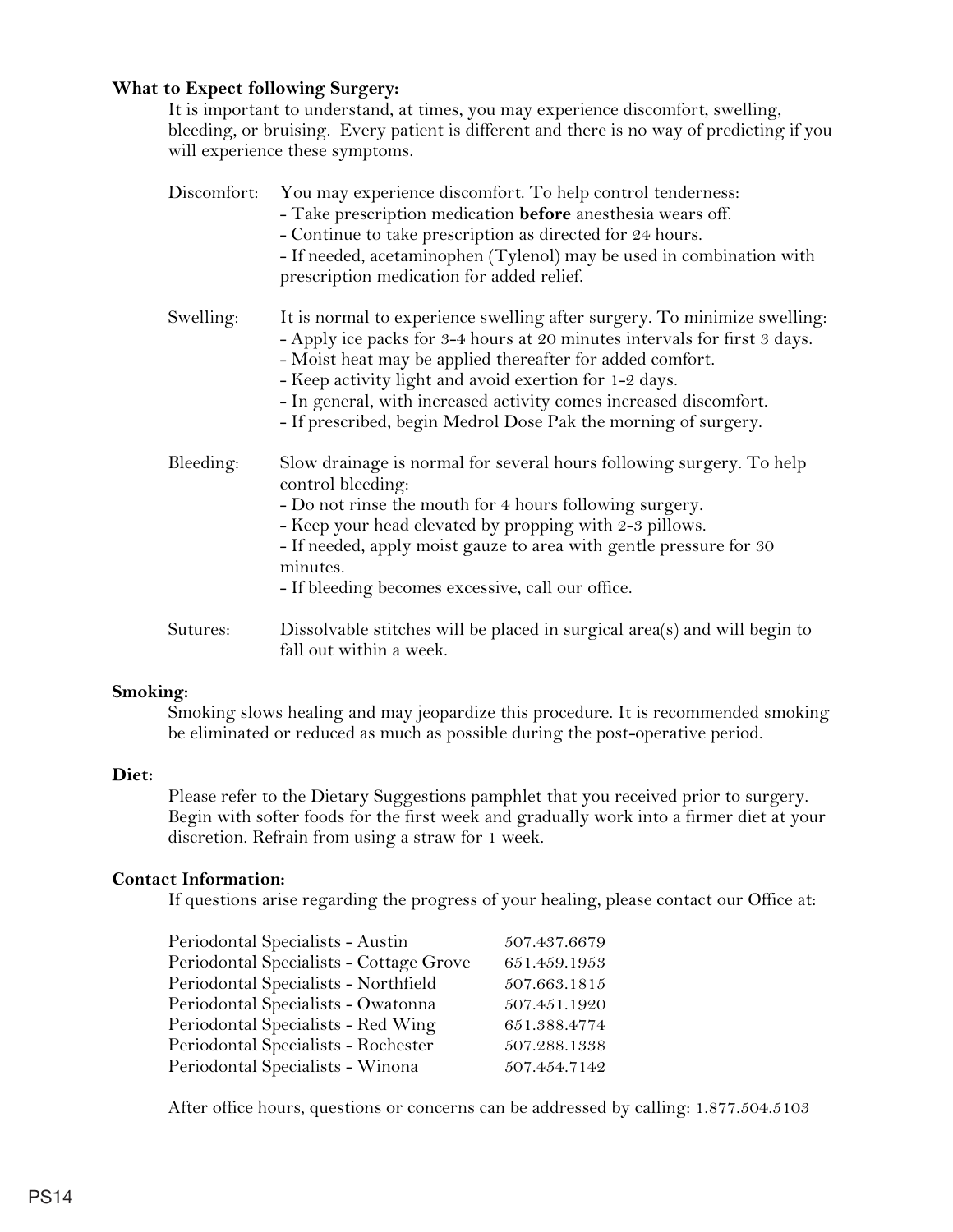**What to Expect following Surgery:**

It is important to understand, at times, you may experience discomfort, swelling, bleeding, or bruising. Every patient is different and there is no way of predicting if you will experience these symptoms.

Discomfort: You may experience discomfort. To help control tenderness:
- Take prescription medication **before** anesthesia wears off.
- Continue to take prescription as directed for 24 hours.
- If needed, acetaminophen (Tylenol) may be used in combination with prescription medication for added relief.

Swelling: It is normal to experience swelling after surgery. To minimize swelling:
- Apply ice packs for 3-4 hours at 20 minutes intervals for first 3 days.
- Moist heat may be applied thereafter for added comfort.
- Keep activity light and avoid exertion for 1-2 days.
- In general, with increased activity comes increased discomfort.
- If prescribed, begin Medrol Dose Pak the morning of surgery.

Bleeding: Slow drainage is normal for several hours following surgery. To help control bleeding:
- Do not rinse the mouth for 4 hours following surgery.
- Keep your head elevated by propping with 2-3 pillows.
- If needed, apply moist gauze to area with gentle pressure for 30 minutes.
- If bleeding becomes excessive, call our office.

Sutures: Dissolvable stitches will be placed in surgical area(s) and will begin to fall out within a week.

**Smoking:**

Smoking slows healing and may jeopardize this procedure. It is recommended smoking be eliminated or reduced as much as possible during the post-operative period.

**Diet:**

Please refer to the Dietary Suggestions pamphlet that you received prior to surgery. Begin with softer foods for the first week and gradually work into a firmer diet at your discretion. Refrain from using a straw for 1 week.

**Contact Information:**

If questions arise regarding the progress of your healing, please contact our Office at:

| | |
|---|---|
| Periodontal Specialists - Austin | 507.437.6679 |
| Periodontal Specialists - Cottage Grove | 651.459.1953 |
| Periodontal Specialists - Northfield | 507.663.1815 |
| Periodontal Specialists - Owatonna | 507.451.1920 |
| Periodontal Specialists - Red Wing | 651.388.4774 |
| Periodontal Specialists - Rochester | 507.288.1338 |
| Periodontal Specialists - Winona | 507.454.7142 |

After office hours, questions or concerns can be addressed by calling: 1.877.504.5103

PS14